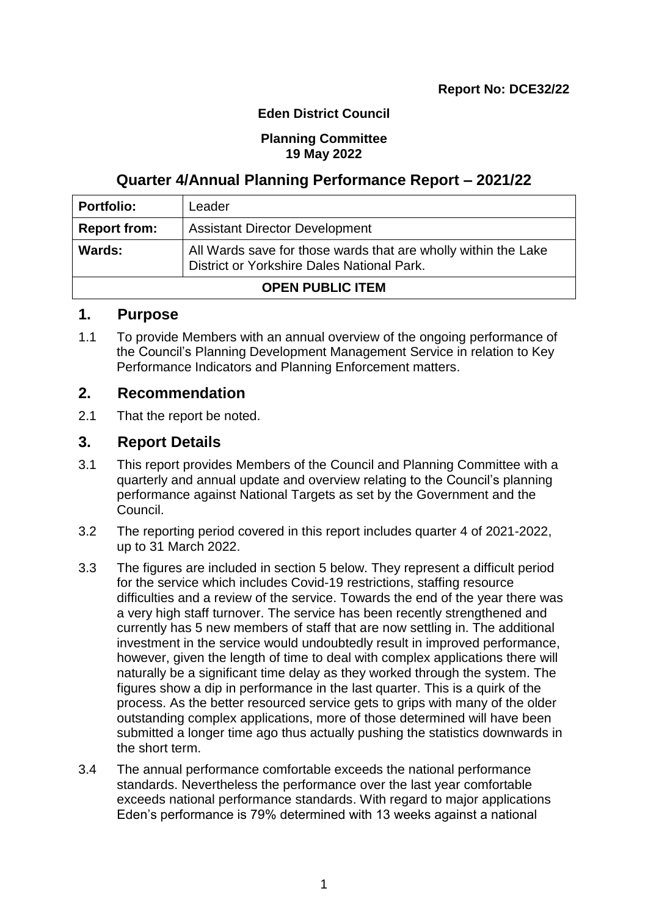**Report No: DCE32/22**

**Eden District Council**

**Planning Committee**
**19 May 2022**

# Quarter 4/Annual Planning Performance Report – 2021/22

| **Portfolio:** | Leader |
|---|---|
| **Report from:** | Assistant Director Development |
| **Wards:** | All Wards save for those wards that are wholly within the Lake District or Yorkshire Dales National Park. |
| **OPEN PUBLIC ITEM** | |

## 1. Purpose

1.1 To provide Members with an annual overview of the ongoing performance of the Council's Planning Development Management Service in relation to Key Performance Indicators and Planning Enforcement matters.

## 2. Recommendation

2.1 That the report be noted.

## 3. Report Details

3.1 This report provides Members of the Council and Planning Committee with a quarterly and annual update and overview relating to the Council's planning performance against National Targets as set by the Government and the Council.

3.2 The reporting period covered in this report includes quarter 4 of 2021-2022, up to 31 March 2022.

3.3 The figures are included in section 5 below. They represent a difficult period for the service which includes Covid-19 restrictions, staffing resource difficulties and a review of the service. Towards the end of the year there was a very high staff turnover. The service has been recently strengthened and currently has 5 new members of staff that are now settling in. The additional investment in the service would undoubtedly result in improved performance, however, given the length of time to deal with complex applications there will naturally be a significant time delay as they worked through the system. The figures show a dip in performance in the last quarter. This is a quirk of the process. As the better resourced service gets to grips with many of the older outstanding complex applications, more of those determined will have been submitted a longer time ago thus actually pushing the statistics downwards in the short term.

3.4 The annual performance comfortable exceeds the national performance standards. Nevertheless the performance over the last year comfortable exceeds national performance standards. With regard to major applications Eden's performance is 79% determined with 13 weeks against a national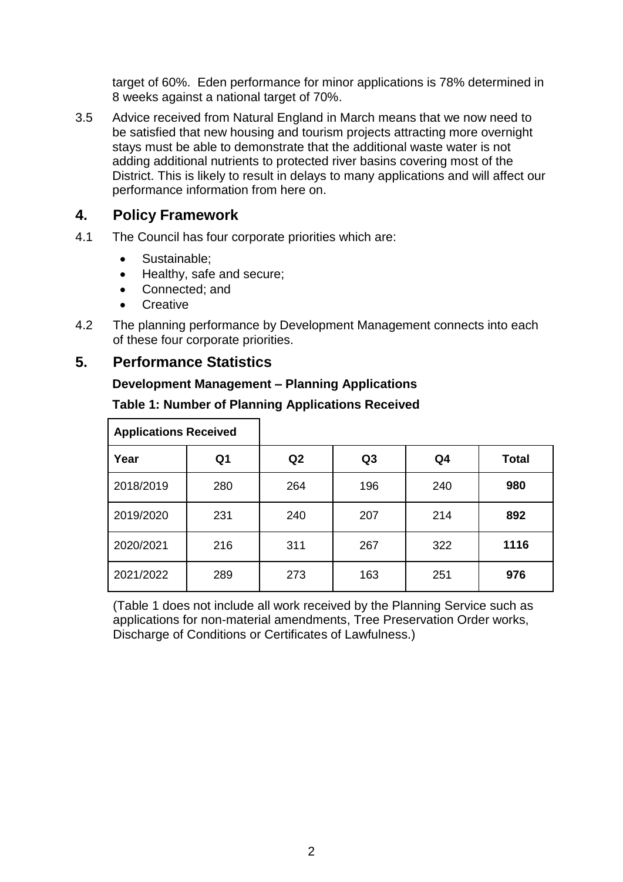target of 60%. Eden performance for minor applications is 78% determined in 8 weeks against a national target of 70%.

3.5 Advice received from Natural England in March means that we now need to be satisfied that new housing and tourism projects attracting more overnight stays must be able to demonstrate that the additional waste water is not adding additional nutrients to protected river basins covering most of the District. This is likely to result in delays to many applications and will affect our performance information from here on.

## 4. Policy Framework

4.1 The Council has four corporate priorities which are:

- Sustainable;
- Healthy, safe and secure;
- Connected; and
- Creative

4.2 The planning performance by Development Management connects into each of these four corporate priorities.

## 5. Performance Statistics

**Development Management – Planning Applications**

**Table 1: Number of Planning Applications Received**

| Applications Received | | | | | |
|---|---|---|---|---|---|
| **Year** | **Q1** | **Q2** | **Q3** | **Q4** | **Total** |
| 2018/2019 | 280 | 264 | 196 | 240 | **980** |
| 2019/2020 | 231 | 240 | 207 | 214 | **892** |
| 2020/2021 | 216 | 311 | 267 | 322 | **1116** |
| 2021/2022 | 289 | 273 | 163 | 251 | **976** |

(Table 1 does not include all work received by the Planning Service such as applications for non-material amendments, Tree Preservation Order works, Discharge of Conditions or Certificates of Lawfulness.)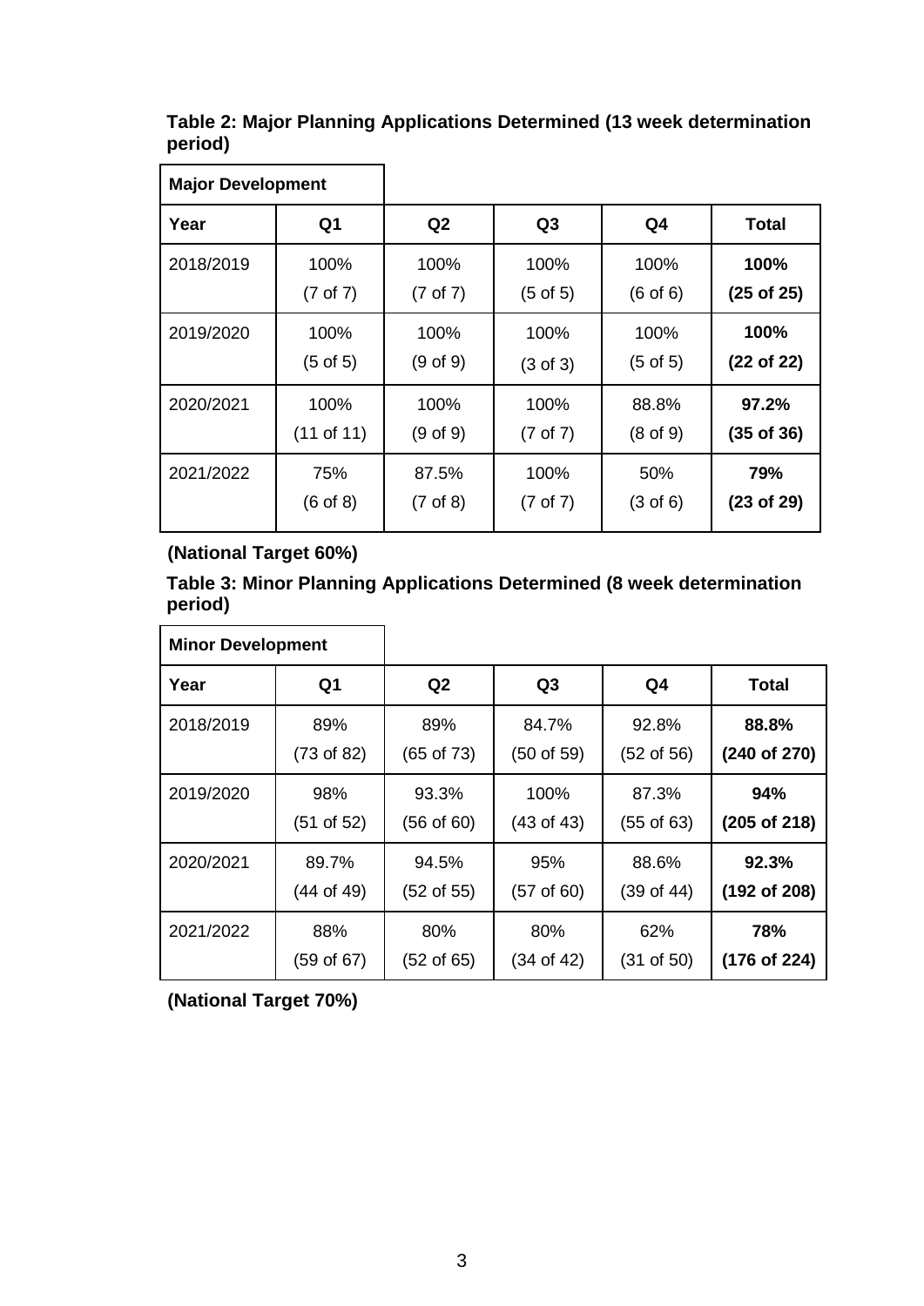**Table 2: Major Planning Applications Determined (13 week determination period)**

| Major Development | | | | | |
|---|---|---|---|---|---|
| **Year** | **Q1** | **Q2** | **Q3** | **Q4** | **Total** |
| 2018/2019 | 100% (7 of 7) | 100% (7 of 7) | 100% (5 of 5) | 100% (6 of 6) | **100% (25 of 25)** |
| 2019/2020 | 100% (5 of 5) | 100% (9 of 9) | 100% (3 of 3) | 100% (5 of 5) | **100% (22 of 22)** |
| 2020/2021 | 100% (11 of 11) | 100% (9 of 9) | 100% (7 of 7) | 88.8% (8 of 9) | **97.2% (35 of 36)** |
| 2021/2022 | 75% (6 of 8) | 87.5% (7 of 8) | 100% (7 of 7) | 50% (3 of 6) | **79% (23 of 29)** |

**(National Target 60%)**

**Table 3: Minor Planning Applications Determined (8 week determination period)**

| Minor Development | | | | | |
|---|---|---|---|---|---|
| **Year** | **Q1** | **Q2** | **Q3** | **Q4** | **Total** |
| 2018/2019 | 89% (73 of 82) | 89% (65 of 73) | 84.7% (50 of 59) | 92.8% (52 of 56) | **88.8% (240 of 270)** |
| 2019/2020 | 98% (51 of 52) | 93.3% (56 of 60) | 100% (43 of 43) | 87.3% (55 of 63) | **94% (205 of 218)** |
| 2020/2021 | 89.7% (44 of 49) | 94.5% (52 of 55) | 95% (57 of 60) | 88.6% (39 of 44) | **92.3% (192 of 208)** |
| 2021/2022 | 88% (59 of 67) | 80% (52 of 65) | 80% (34 of 42) | 62% (31 of 50) | **78% (176 of 224)** |

**(National Target 70%)**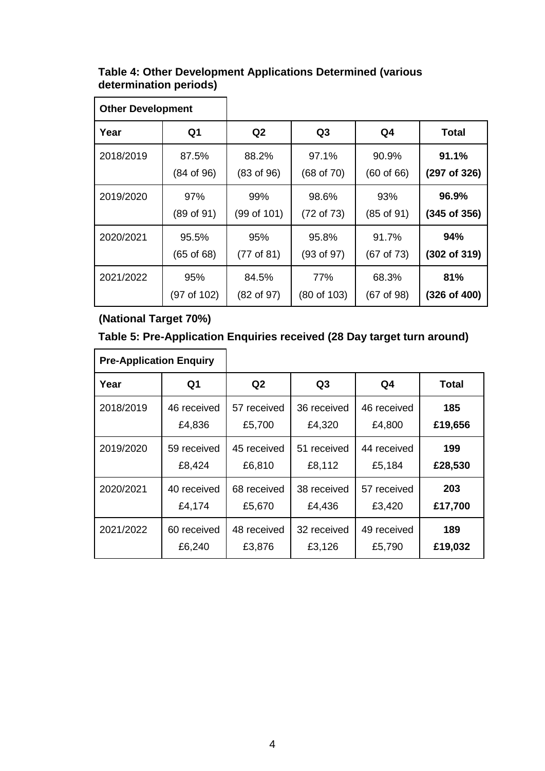**Table 4: Other Development Applications Determined (various determination periods)**

| Other Development | | | | | |
|---|---|---|---|---|---|
| **Year** | **Q1** | **Q2** | **Q3** | **Q4** | **Total** |
| 2018/2019 | 87.5% (84 of 96) | 88.2% (83 of 96) | 97.1% (68 of 70) | 90.9% (60 of 66) | **91.1% (297 of 326)** |
| 2019/2020 | 97% (89 of 91) | 99% (99 of 101) | 98.6% (72 of 73) | 93% (85 of 91) | **96.9% (345 of 356)** |
| 2020/2021 | 95.5% (65 of 68) | 95% (77 of 81) | 95.8% (93 of 97) | 91.7% (67 of 73) | **94% (302 of 319)** |
| 2021/2022 | 95% (97 of 102) | 84.5% (82 of 97) | 77% (80 of 103) | 68.3% (67 of 98) | **81% (326 of 400)** |

**(National Target 70%)**

**Table 5: Pre-Application Enquiries received (28 Day target turn around)**

| Pre-Application Enquiry | | | | | |
|---|---|---|---|---|---|
| **Year** | **Q1** | **Q2** | **Q3** | **Q4** | **Total** |
| 2018/2019 | 46 received £4,836 | 57 received £5,700 | 36 received £4,320 | 46 received £4,800 | **185 £19,656** |
| 2019/2020 | 59 received £8,424 | 45 received £6,810 | 51 received £8,112 | 44 received £5,184 | **199 £28,530** |
| 2020/2021 | 40 received £4,174 | 68 received £5,670 | 38 received £4,436 | 57 received £3,420 | **203 £17,700** |
| 2021/2022 | 60 received £6,240 | 48 received £3,876 | 32 received £3,126 | 49 received £5,790 | **189 £19,032** |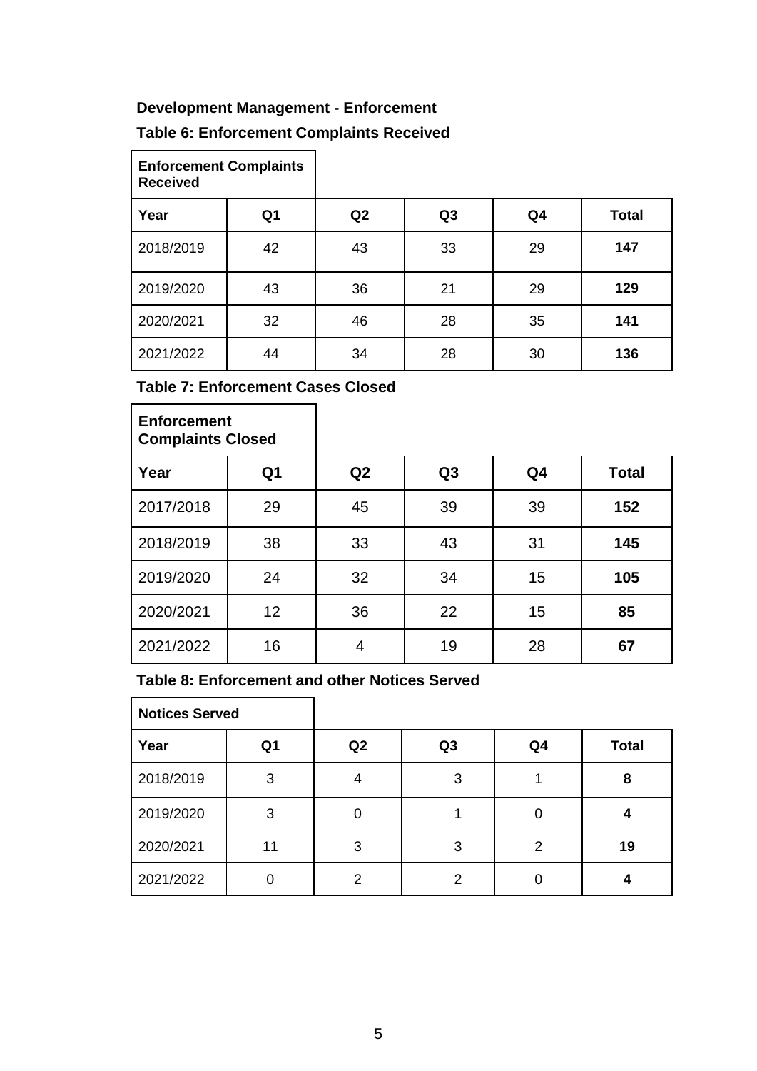## Development Management - Enforcement

### Table 6: Enforcement Complaints Received

| **Enforcement Complaints Received** | | | | | |
|---|---|---|---|---|---|
| **Year** | **Q1** | **Q2** | **Q3** | **Q4** | **Total** |
| 2018/2019 | 42 | 43 | 33 | 29 | **147** |
| 2019/2020 | 43 | 36 | 21 | 29 | **129** |
| 2020/2021 | 32 | 46 | 28 | 35 | **141** |
| 2021/2022 | 44 | 34 | 28 | 30 | **136** |

### Table 7: Enforcement Cases Closed

| **Enforcement Complaints Closed** | | | | | |
|---|---|---|---|---|---|
| **Year** | **Q1** | **Q2** | **Q3** | **Q4** | **Total** |
| 2017/2018 | 29 | 45 | 39 | 39 | **152** |
| 2018/2019 | 38 | 33 | 43 | 31 | **145** |
| 2019/2020 | 24 | 32 | 34 | 15 | **105** |
| 2020/2021 | 12 | 36 | 22 | 15 | **85** |
| 2021/2022 | 16 | 4 | 19 | 28 | **67** |

### Table 8: Enforcement and other Notices Served

| **Notices Served** | | | | | |
|---|---|---|---|---|---|
| **Year** | **Q1** | **Q2** | **Q3** | **Q4** | **Total** |
| 2018/2019 | 3 | 4 | 3 | 1 | **8** |
| 2019/2020 | 3 | 0 | 1 | 0 | **4** |
| 2020/2021 | 11 | 3 | 3 | 2 | **19** |
| 2021/2022 | 0 | 2 | 2 | 0 | **4** |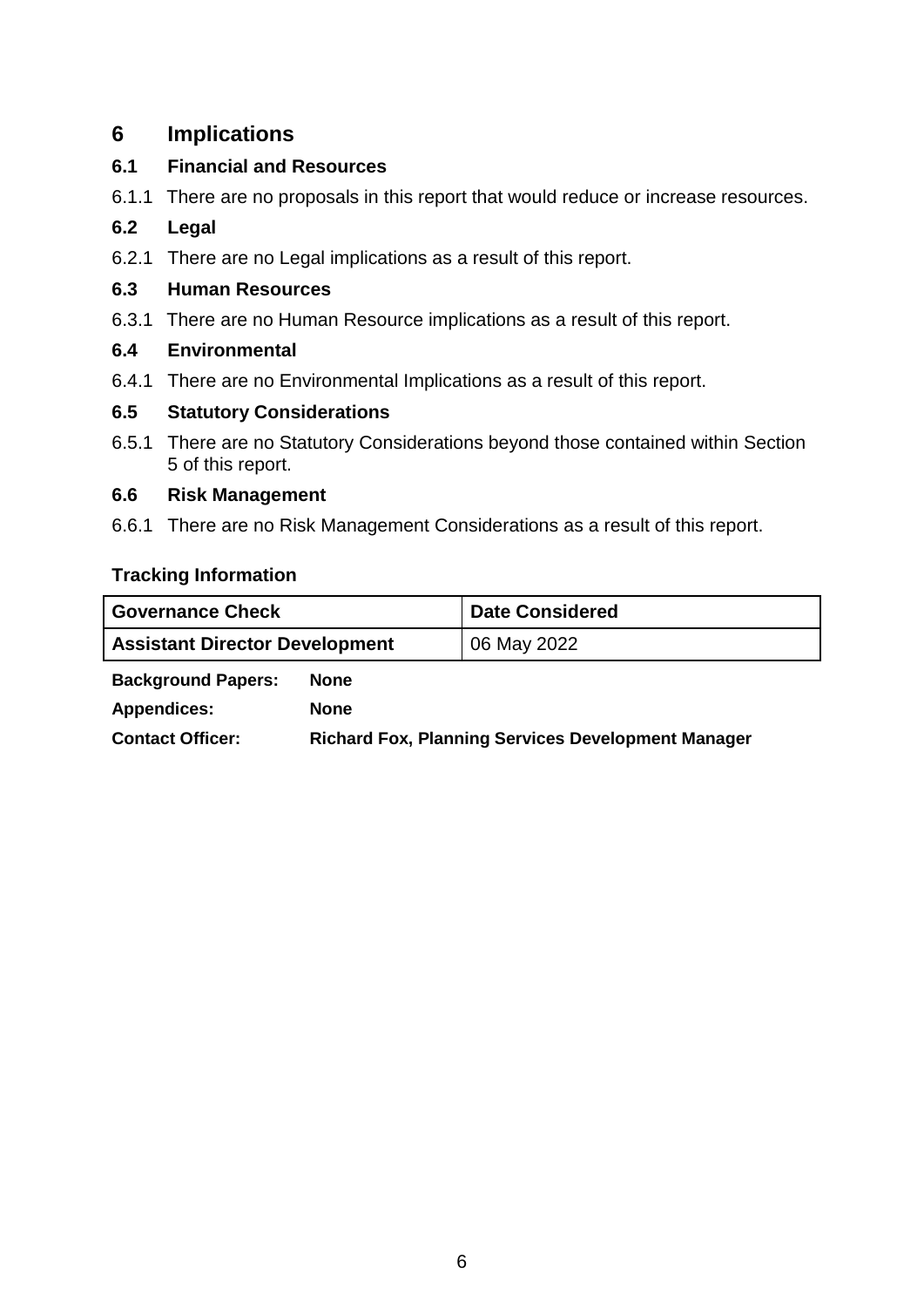## 6 Implications

### 6.1 Financial and Resources

6.1.1 There are no proposals in this report that would reduce or increase resources.

### 6.2 Legal

6.2.1 There are no Legal implications as a result of this report.

### 6.3 Human Resources

6.3.1 There are no Human Resource implications as a result of this report.

### 6.4 Environmental

6.4.1 There are no Environmental Implications as a result of this report.

### 6.5 Statutory Considerations

6.5.1 There are no Statutory Considerations beyond those contained within Section 5 of this report.

### 6.6 Risk Management

6.6.1 There are no Risk Management Considerations as a result of this report.

**Tracking Information**

| Governance Check | Date Considered |
|---|---|
| **Assistant Director Development** | 06 May 2022 |

**Background Papers:** **None**

**Appendices:** **None**

**Contact Officer:** **Richard Fox, Planning Services Development Manager**